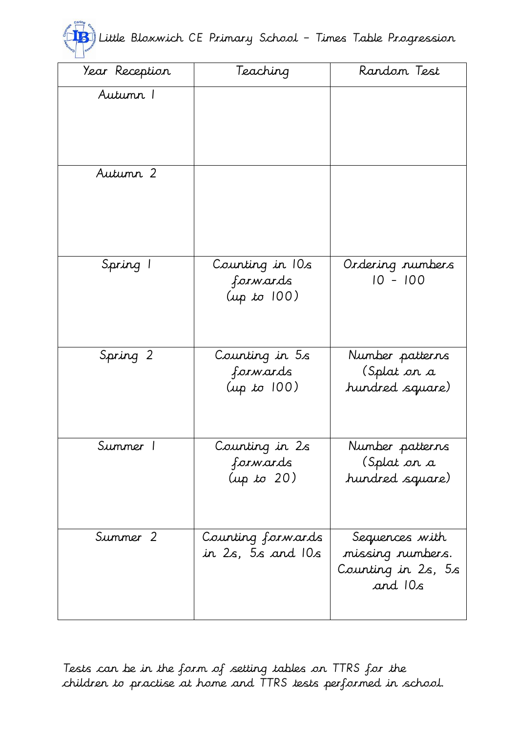# Little Bloxwich CE Primary School – Times Table Progression

| Year Reception | Teaching | Random Test |
| --- | --- | --- |
| Autumn 1 | | |
| Autumn 2 | | |
| Spring 1 | Counting in 10s forwards (up to 100) | Ordering numbers 10 - 100 |
| Spring 2 | Counting in 5s forwards (up to 100) | Number patterns (Splat on a hundred square) |
| Summer 1 | Counting in 2s forwards (up to 20) | Number patterns (Splat on a hundred square) |
| Summer 2 | Counting forwards in 2s, 5s and 10s | Sequences with missing numbers. Counting in 2s, 5s and 10s |

Tests can be in the form of setting tables on TTRS for the children to practise at home and TTRS tests performed in school.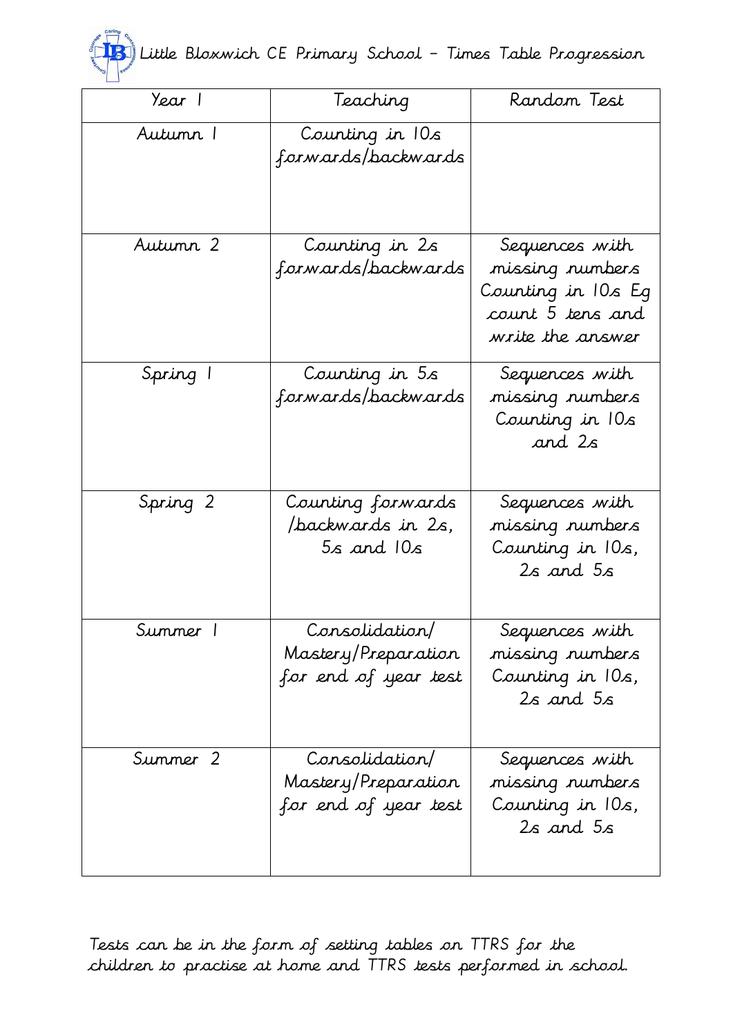Little Bloxwich CE Primary School – Times Table Progression

| Year 1 | Teaching | Random Test |
|---|---|---|
| Autumn 1 | Counting in 10s forwards/backwards | |
| Autumn 2 | Counting in 2s forwards/backwards | Sequences with missing numbers Counting in 10s Eg count 5 tens and write the answer |
| Spring 1 | Counting in 5s forwards/backwards | Sequences with missing numbers Counting in 10s and 2s |
| Spring 2 | Counting forwards /backwards in 2s, 5s and 10s | Sequences with missing numbers Counting in 10s, 2s and 5s |
| Summer 1 | Consolidation/ Mastery/Preparation for end of year test | Sequences with missing numbers Counting in 10s, 2s and 5s |
| Summer 2 | Consolidation/ Mastery/Preparation for end of year test | Sequences with missing numbers Counting in 10s, 2s and 5s |

Tests can be in the form of setting tables on TTRS for the children to practise at home and TTRS tests performed in school.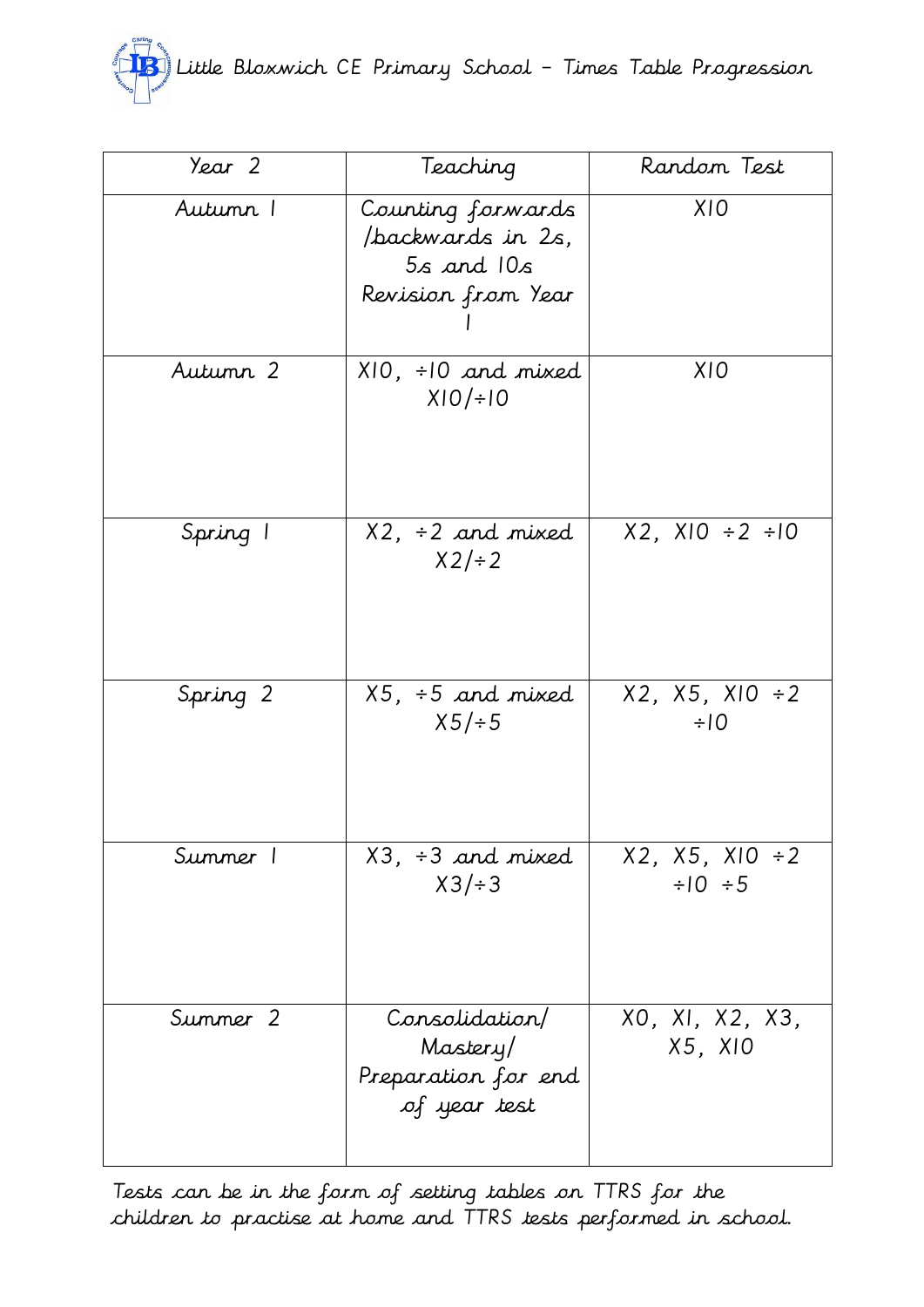| Year 2 | Teaching | Random Test |
| --- | --- | --- |
| Autumn 1 | Counting forwards /backwards in 2s, 5s and 10s Revision from Year 1 | X10 |
| Autumn 2 | X10, ÷10 and mixed X10/÷10 | X10 |
| Spring 1 | X2, ÷2 and mixed X2/÷2 | X2, X10 ÷2 ÷10 |
| Spring 2 | X5, ÷5 and mixed X5/÷5 | X2, X5, X10 ÷2 ÷10 |
| Summer 1 | X3, ÷3 and mixed X3/÷3 | X2, X5, X10 ÷2 ÷10 ÷5 |
| Summer 2 | Consolidation/ Mastery/ Preparation for end of year test | X0, X1, X2, X3, X5, X10 |

Tests can be in the form of setting tables on TTRS for the children to practise at home and TTRS tests performed in school.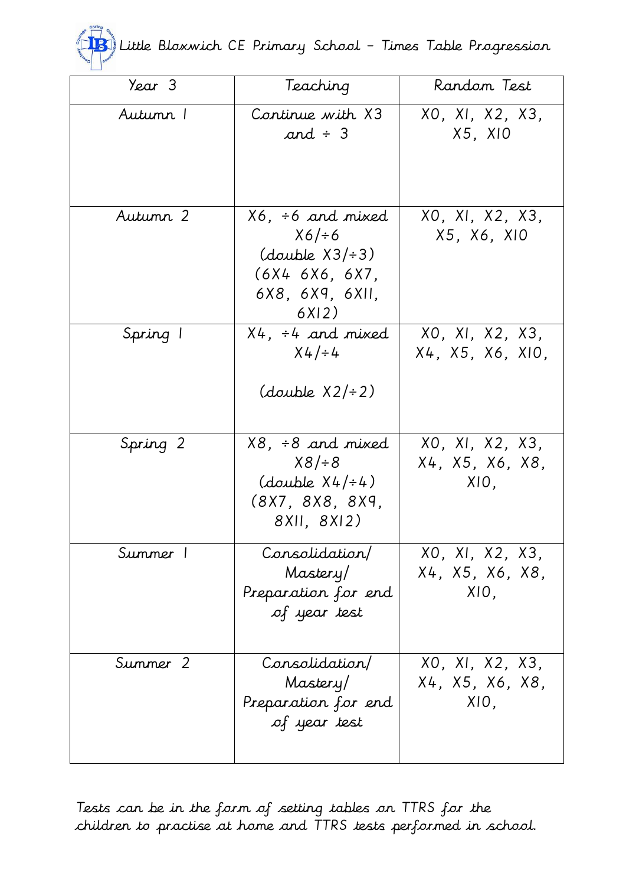# Little Bloxwich CE Primary School – Times Table Progression

| Year 3 | Teaching | Random Test |
| --- | --- | --- |
| Autumn 1 | Continue with X3 and ÷ 3 | X0, X1, X2, X3, X5, X10 |
| Autumn 2 | X6, ÷6 and mixed X6/÷6 (double X3/÷3) (6X4 6X6, 6X7, 6X8, 6X9, 6X11, 6X12) | X0, X1, X2, X3, X5, X6, X10 |
| Spring 1 | X4, ÷4 and mixed X4/÷4 (double X2/÷2) | X0, X1, X2, X3, X4, X5, X6, X10, |
| Spring 2 | X8, ÷8 and mixed X8/÷8 (double X4/÷4) (8X7, 8X8, 8X9, 8X11, 8X12) | X0, X1, X2, X3, X4, X5, X6, X8, X10, |
| Summer 1 | Consolidation/ Mastery/ Preparation for end of year test | X0, X1, X2, X3, X4, X5, X6, X8, X10, |
| Summer 2 | Consolidation/ Mastery/ Preparation for end of year test | X0, X1, X2, X3, X4, X5, X6, X8, X10, |

Tests can be in the form of setting tables on TTRS for the children to practise at home and TTRS tests performed in school.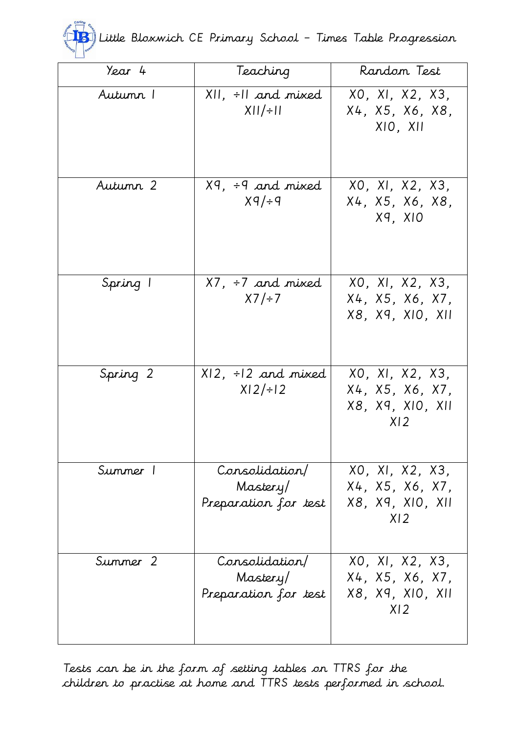# Little Bloxwich CE Primary School – Times Table Progression

| Year 4 | Teaching | Random Test |
| --- | --- | --- |
| Autumn 1 | X11, ÷11 and mixed X11/÷11 | X0, X1, X2, X3, X4, X5, X6, X8, X10, X11 |
| Autumn 2 | X9, ÷9 and mixed X9/÷9 | X0, X1, X2, X3, X4, X5, X6, X8, X9, X10 |
| Spring 1 | X7, ÷7 and mixed X7/÷7 | X0, X1, X2, X3, X4, X5, X6, X7, X8, X9, X10, X11 |
| Spring 2 | X12, ÷12 and mixed X12/÷12 | X0, X1, X2, X3, X4, X5, X6, X7, X8, X9, X10, X11 X12 |
| Summer 1 | Consolidation/ Mastery/ Preparation for test | X0, X1, X2, X3, X4, X5, X6, X7, X8, X9, X10, X11 X12 |
| Summer 2 | Consolidation/ Mastery/ Preparation for test | X0, X1, X2, X3, X4, X5, X6, X7, X8, X9, X10, X11 X12 |

Tests can be in the form of setting tables on TTRS for the children to practise at home and TTRS tests performed in school.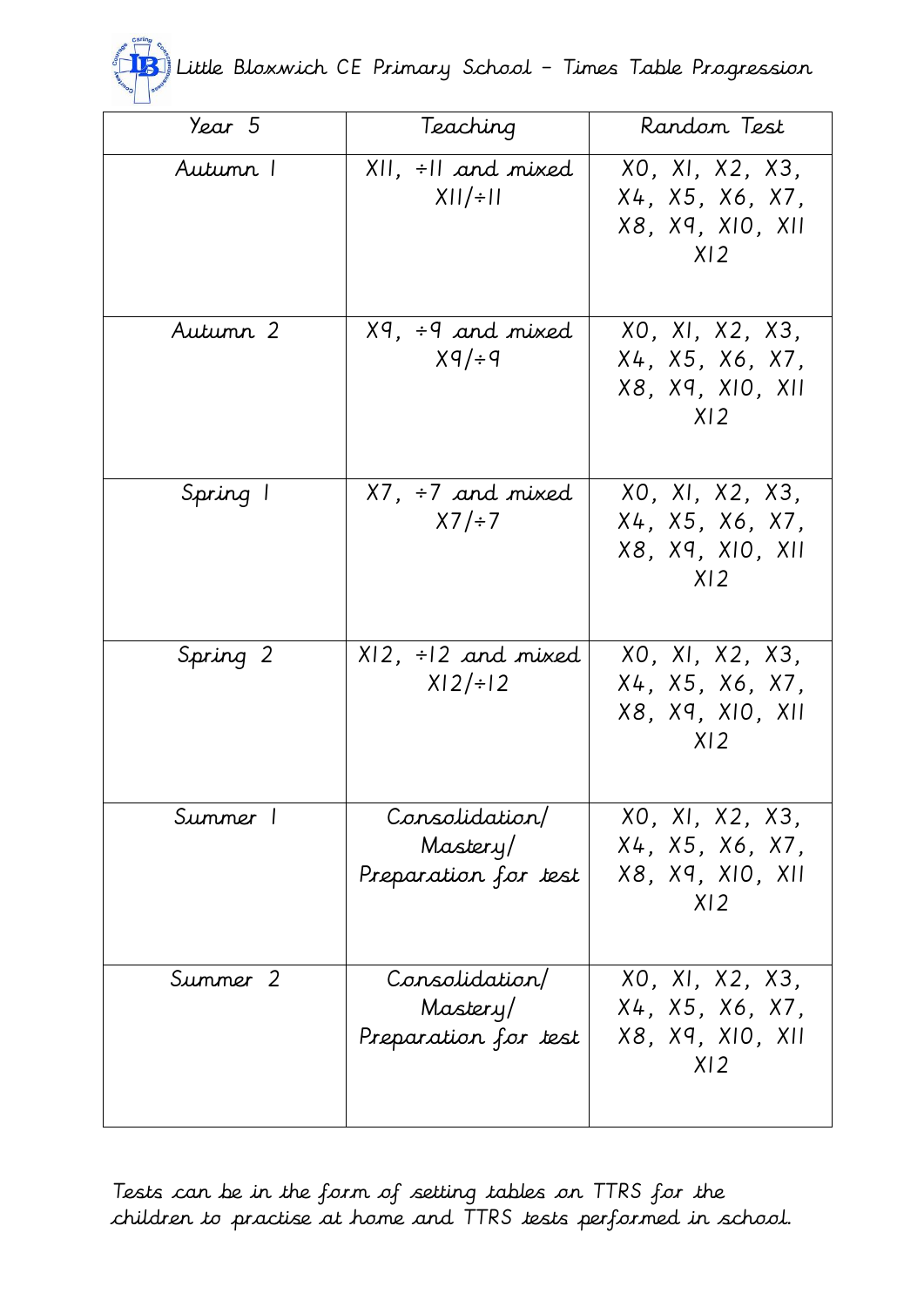# Little Bloxwich CE Primary School – Times Table Progression

| Year 5 | Teaching | Random Test |
|---|---|---|
| Autumn 1 | X11, ÷11 and mixed X11/÷11 | X0, X1, X2, X3, X4, X5, X6, X7, X8, X9, X10, X11 X12 |
| Autumn 2 | X9, ÷9 and mixed X9/÷9 | X0, X1, X2, X3, X4, X5, X6, X7, X8, X9, X10, X11 X12 |
| Spring 1 | X7, ÷7 and mixed X7/÷7 | X0, X1, X2, X3, X4, X5, X6, X7, X8, X9, X10, X11 X12 |
| Spring 2 | X12, ÷12 and mixed X12/÷12 | X0, X1, X2, X3, X4, X5, X6, X7, X8, X9, X10, X11 X12 |
| Summer 1 | Consolidation/ Mastery/ Preparation for test | X0, X1, X2, X3, X4, X5, X6, X7, X8, X9, X10, X11 X12 |
| Summer 2 | Consolidation/ Mastery/ Preparation for test | X0, X1, X2, X3, X4, X5, X6, X7, X8, X9, X10, X11 X12 |

Tests can be in the form of setting tables on TTRS for the children to practise at home and TTRS tests performed in school.